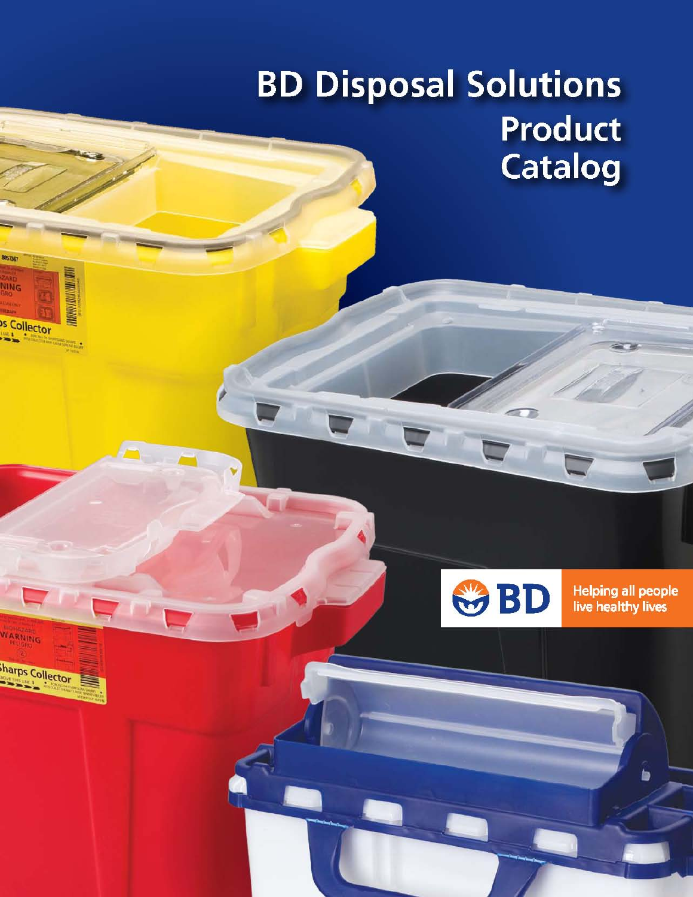# BD Disposal Solutions
## Product Catalog

BD

Helping all people live healthy lives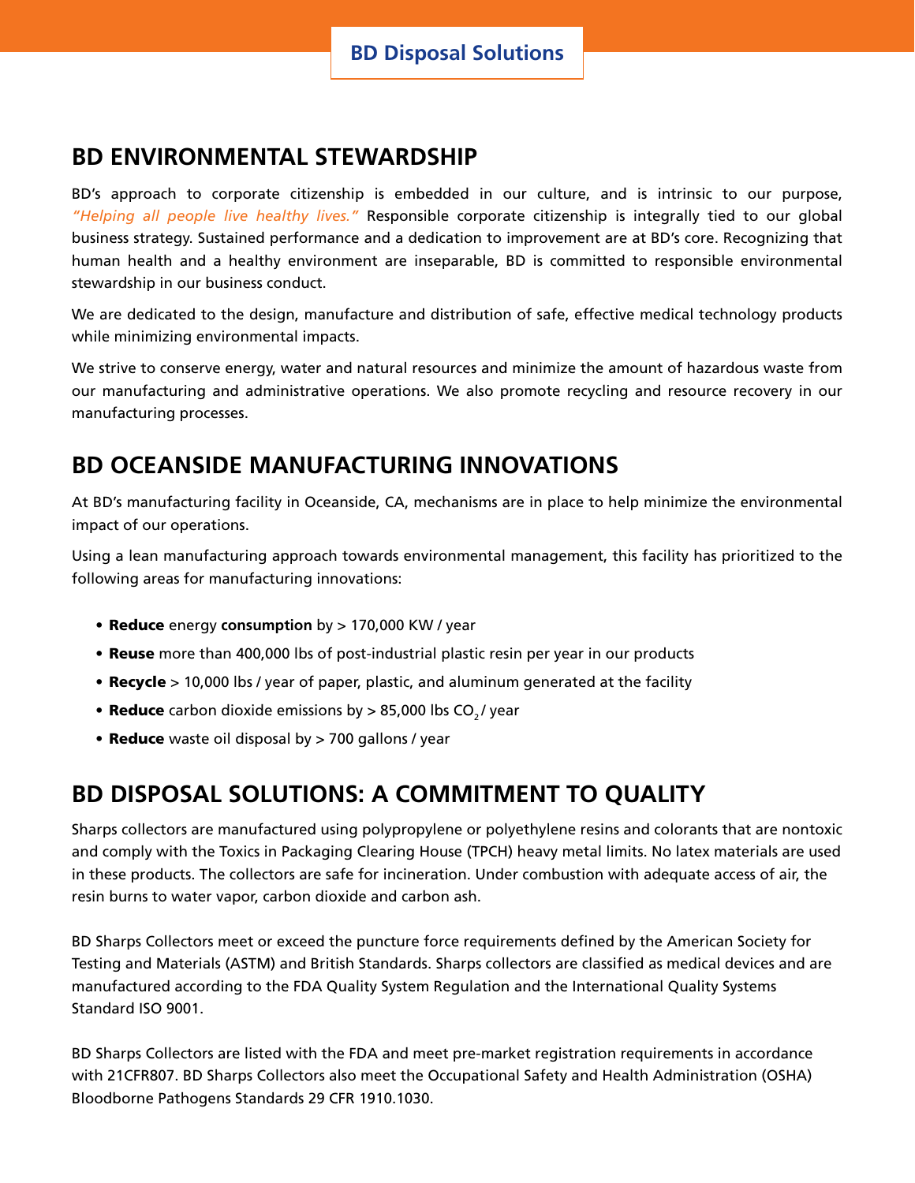## BD ENVIRONMENTAL STEWARDSHIP

BD's approach to corporate citizenship is embedded in our culture, and is intrinsic to our purpose, *"Helping all people live healthy lives."* Responsible corporate citizenship is integrally tied to our global business strategy. Sustained performance and a dedication to improvement are at BD's core. Recognizing that human health and a healthy environment are inseparable, BD is committed to responsible environmental stewardship in our business conduct.

We are dedicated to the design, manufacture and distribution of safe, effective medical technology products while minimizing environmental impacts.

We strive to conserve energy, water and natural resources and minimize the amount of hazardous waste from our manufacturing and administrative operations. We also promote recycling and resource recovery in our manufacturing processes.

## BD OCEANSIDE MANUFACTURING INNOVATIONS

At BD's manufacturing facility in Oceanside, CA, mechanisms are in place to help minimize the environmental impact of our operations.

Using a lean manufacturing approach towards environmental management, this facility has prioritized to the following areas for manufacturing innovations:

- **Reduce** energy **consumption** by > 170,000 KW / year
- **Reuse** more than 400,000 lbs of post-industrial plastic resin per year in our products
- **Recycle** > 10,000 lbs / year of paper, plastic, and aluminum generated at the facility
- **Reduce** carbon dioxide emissions by > 85,000 lbs $CO_2$ / year
- **Reduce** waste oil disposal by > 700 gallons / year

## BD DISPOSAL SOLUTIONS: A COMMITMENT TO QUALITY

Sharps collectors are manufactured using polypropylene or polyethylene resins and colorants that are nontoxic and comply with the Toxics in Packaging Clearing House (TPCH) heavy metal limits. No latex materials are used in these products. The collectors are safe for incineration. Under combustion with adequate access of air, the resin burns to water vapor, carbon dioxide and carbon ash.

BD Sharps Collectors meet or exceed the puncture force requirements defined by the American Society for Testing and Materials (ASTM) and British Standards. Sharps collectors are classified as medical devices and are manufactured according to the FDA Quality System Regulation and the International Quality Systems Standard ISO 9001.

BD Sharps Collectors are listed with the FDA and meet pre-market registration requirements in accordance with 21CFR807. BD Sharps Collectors also meet the Occupational Safety and Health Administration (OSHA) Bloodborne Pathogens Standards 29 CFR 1910.1030.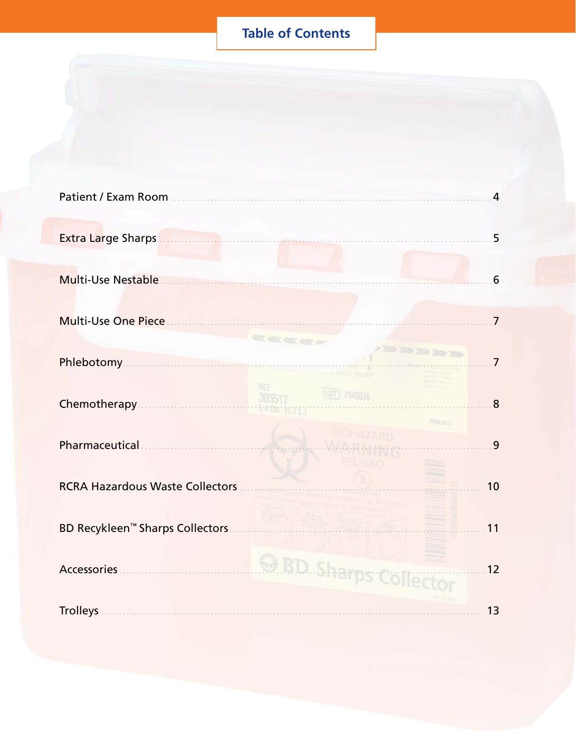# Table of Contents

| | |
|---|---|
| Patient / Exam Room | 4 |
| Extra Large Sharps | 5 |
| Multi-Use Nestable | 6 |
| Multi-Use One Piece | 7 |
| Phlebotomy | 7 |
| Chemotherapy | 8 |
| Pharmaceutical | 9 |
| RCRA Hazardous Waste Collectors | 10 |
| BD Recykleen™ Sharps Collectors | 11 |
| Accessories | 12 |
| Trolleys | 13 |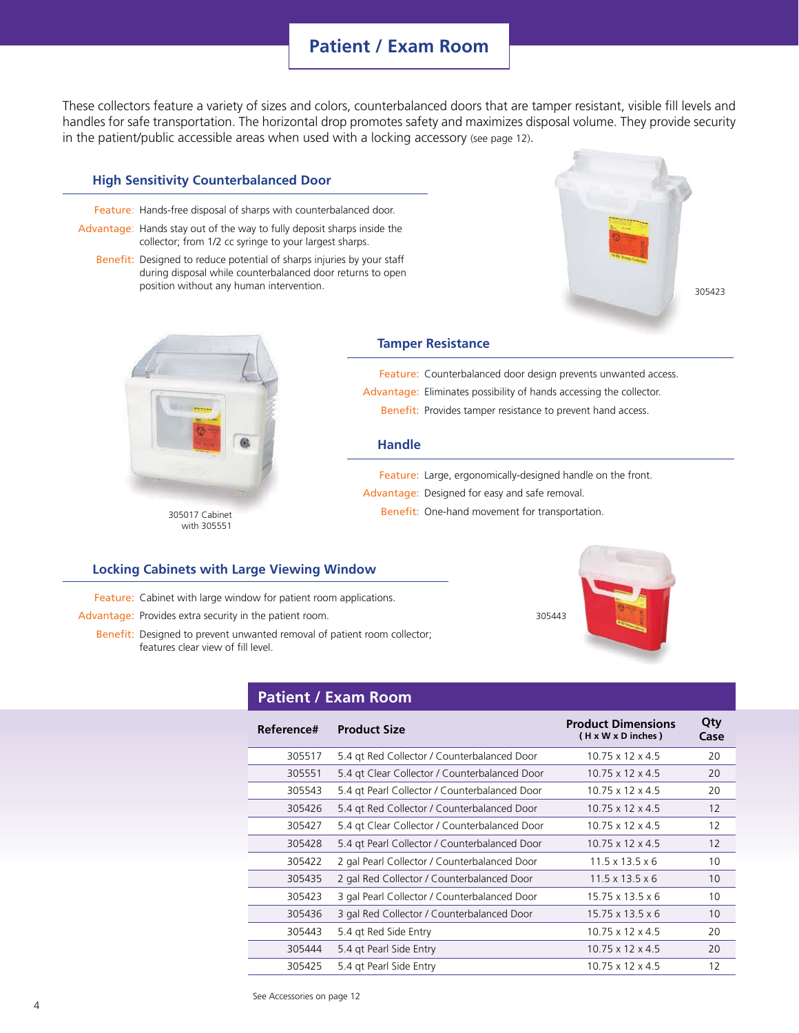# Patient / Exam Room

These collectors feature a variety of sizes and colors, counterbalanced doors that are tamper resistant, visible fill levels and handles for safe transportation. The horizontal drop promotes safety and maximizes disposal volume. They provide security in the patient/public accessible areas when used with a locking accessory (see page 12).

## High Sensitivity Counterbalanced Door

**Feature:** Hands-free disposal of sharps with counterbalanced door.

**Advantage:** Hands stay out of the way to fully deposit sharps inside the collector; from 1/2 cc syringe to your largest sharps.

**Benefit:** Designed to reduce potential of sharps injuries by your staff during disposal while counterbalanced door returns to open position without any human intervention.

305423

305017 Cabinet with 305551

## Tamper Resistance

**Feature:** Counterbalanced door design prevents unwanted access.

**Advantage:** Eliminates possibility of hands accessing the collector.

**Benefit:** Provides tamper resistance to prevent hand access.

## Handle

**Feature:** Large, ergonomically-designed handle on the front.

**Advantage:** Designed for easy and safe removal.

**Benefit:** One-hand movement for transportation.

## Locking Cabinets with Large Viewing Window

**Feature:** Cabinet with large window for patient room applications.

**Advantage:** Provides extra security in the patient room.

**Benefit:** Designed to prevent unwanted removal of patient room collector; features clear view of fill level.

305443

## Patient / Exam Room

| Reference# | Product Size | Product Dimensions (H x W x D inches) | Qty Case |
|---|---|---|---|
| 305517 | 5.4 qt Red Collector / Counterbalanced Door | 10.75 x 12 x 4.5 | 20 |
| 305551 | 5.4 qt Clear Collector / Counterbalanced Door | 10.75 x 12 x 4.5 | 20 |
| 305543 | 5.4 qt Pearl Collector / Counterbalanced Door | 10.75 x 12 x 4.5 | 20 |
| 305426 | 5.4 qt Red Collector / Counterbalanced Door | 10.75 x 12 x 4.5 | 12 |
| 305427 | 5.4 qt Clear Collector / Counterbalanced Door | 10.75 x 12 x 4.5 | 12 |
| 305428 | 5.4 qt Pearl Collector / Counterbalanced Door | 10.75 x 12 x 4.5 | 12 |
| 305422 | 2 gal Pearl Collector / Counterbalanced Door | 11.5 x 13.5 x 6 | 10 |
| 305435 | 2 gal Red Collector / Counterbalanced Door | 11.5 x 13.5 x 6 | 10 |
| 305423 | 3 gal Pearl Collector / Counterbalanced Door | 15.75 x 13.5 x 6 | 10 |
| 305436 | 3 gal Red Collector / Counterbalanced Door | 15.75 x 13.5 x 6 | 10 |
| 305443 | 5.4 qt Red Side Entry | 10.75 x 12 x 4.5 | 20 |
| 305444 | 5.4 qt Pearl Side Entry | 10.75 x 12 x 4.5 | 20 |
| 305425 | 5.4 qt Pearl Side Entry | 10.75 x 12 x 4.5 | 12 |

See Accessories on page 12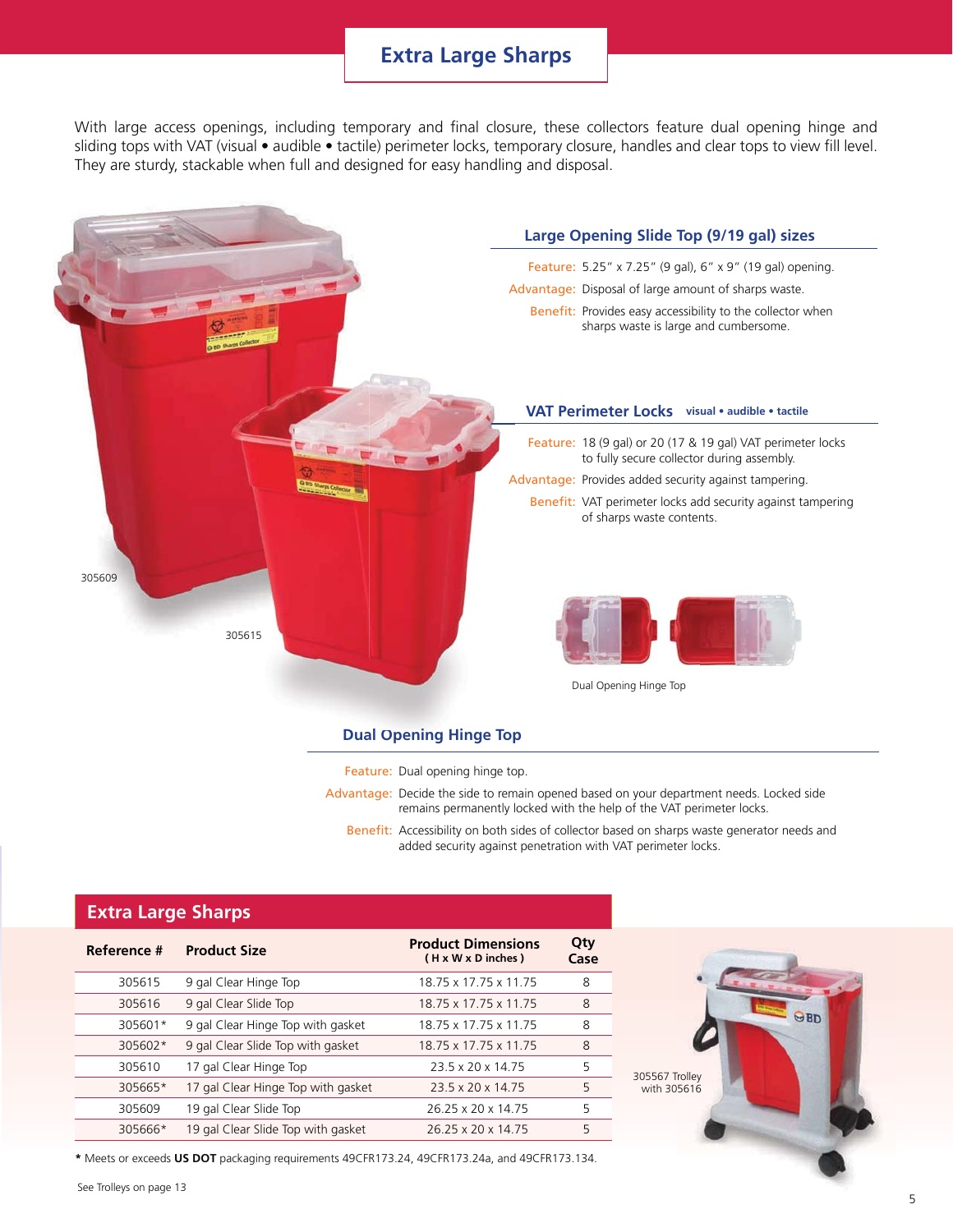# Extra Large Sharps

With large access openings, including temporary and final closure, these collectors feature dual opening hinge and sliding tops with VAT (visual • audible • tactile) perimeter locks, temporary closure, handles and clear tops to view fill level. They are sturdy, stackable when full and designed for easy handling and disposal.

305609

305615

## Large Opening Slide Top (9/19 gal) sizes

**Feature:** 5.25" x 7.25" (9 gal), 6" x 9" (19 gal) opening.

**Advantage:** Disposal of large amount of sharps waste.

**Benefit:** Provides easy accessibility to the collector when sharps waste is large and cumbersome.

## VAT Perimeter Locks visual • audible • tactile

**Feature:** 18 (9 gal) or 20 (17 & 19 gal) VAT perimeter locks to fully secure collector during assembly.

**Advantage:** Provides added security against tampering.

**Benefit:** VAT perimeter locks add security against tampering of sharps waste contents.

Dual Opening Hinge Top

## Dual Opening Hinge Top

**Feature:** Dual opening hinge top.

**Advantage:** Decide the side to remain opened based on your department needs. Locked side remains permanently locked with the help of the VAT perimeter locks.

**Benefit:** Accessibility on both sides of collector based on sharps waste generator needs and added security against penetration with VAT perimeter locks.

## Extra Large Sharps

| Reference # | Product Size | Product Dimensions (H x W x D inches) | Qty Case |
|---|---|---|---|
| 305615 | 9 gal Clear Hinge Top | 18.75 x 17.75 x 11.75 | 8 |
| 305616 | 9 gal Clear Slide Top | 18.75 x 17.75 x 11.75 | 8 |
| 305601* | 9 gal Clear Hinge Top with gasket | 18.75 x 17.75 x 11.75 | 8 |
| 305602* | 9 gal Clear Slide Top with gasket | 18.75 x 17.75 x 11.75 | 8 |
| 305610 | 17 gal Clear Hinge Top | 23.5 x 20 x 14.75 | 5 |
| 305665* | 17 gal Clear Hinge Top with gasket | 23.5 x 20 x 14.75 | 5 |
| 305609 | 19 gal Clear Slide Top | 26.25 x 20 x 14.75 | 5 |
| 305666* | 19 gal Clear Slide Top with gasket | 26.25 x 20 x 14.75 | 5 |

* Meets or exceeds **US DOT** packaging requirements 49CFR173.24, 49CFR173.24a, and 49CFR173.134.

305567 Trolley with 305616

See Trolleys on page 13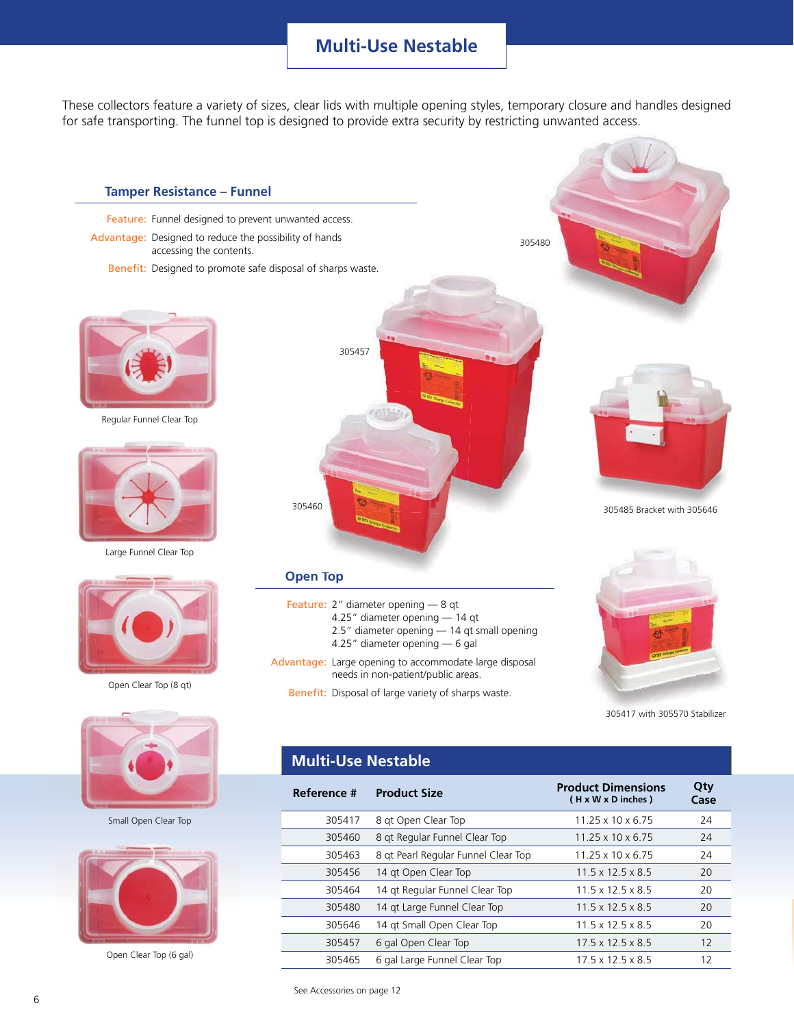# Multi-Use Nestable

These collectors feature a variety of sizes, clear lids with multiple opening styles, temporary closure and handles designed for safe transporting. The funnel top is designed to provide extra security by restricting unwanted access.

## Tamper Resistance – Funnel

**Feature:** Funnel designed to prevent unwanted access.

**Advantage:** Designed to reduce the possibility of hands accessing the contents.

**Benefit:** Designed to promote safe disposal of sharps waste.

305480

305457

305460

305485 Bracket with 305646

Regular Funnel Clear Top

Large Funnel Clear Top

Open Clear Top (8 qt)

Small Open Clear Top

Open Clear Top (6 gal)

## Open Top

**Feature:** 2" diameter opening — 8 qt
4.25" diameter opening — 14 qt
2.5" diameter opening — 14 qt small opening
4.25" diameter opening — 6 gal

**Advantage:** Large opening to accommodate large disposal needs in non-patient/public areas.

**Benefit:** Disposal of large variety of sharps waste.

305417 with 305570 Stabilizer

## Multi-Use Nestable

| Reference # | Product Size | Product Dimensions (H x W x D inches) | Qty Case |
|---|---|---|---|
| 305417 | 8 qt Open Clear Top | 11.25 x 10 x 6.75 | 24 |
| 305460 | 8 qt Regular Funnel Clear Top | 11.25 x 10 x 6.75 | 24 |
| 305463 | 8 qt Pearl Regular Funnel Clear Top | 11.25 x 10 x 6.75 | 24 |
| 305456 | 14 qt Open Clear Top | 11.5 x 12.5 x 8.5 | 20 |
| 305464 | 14 qt Regular Funnel Clear Top | 11.5 x 12.5 x 8.5 | 20 |
| 305480 | 14 qt Large Funnel Clear Top | 11.5 x 12.5 x 8.5 | 20 |
| 305646 | 14 qt Small Open Clear Top | 11.5 x 12.5 x 8.5 | 20 |
| 305457 | 6 gal Open Clear Top | 17.5 x 12.5 x 8.5 | 12 |
| 305465 | 6 gal Large Funnel Clear Top | 17.5 x 12.5 x 8.5 | 12 |

See Accessories on page 12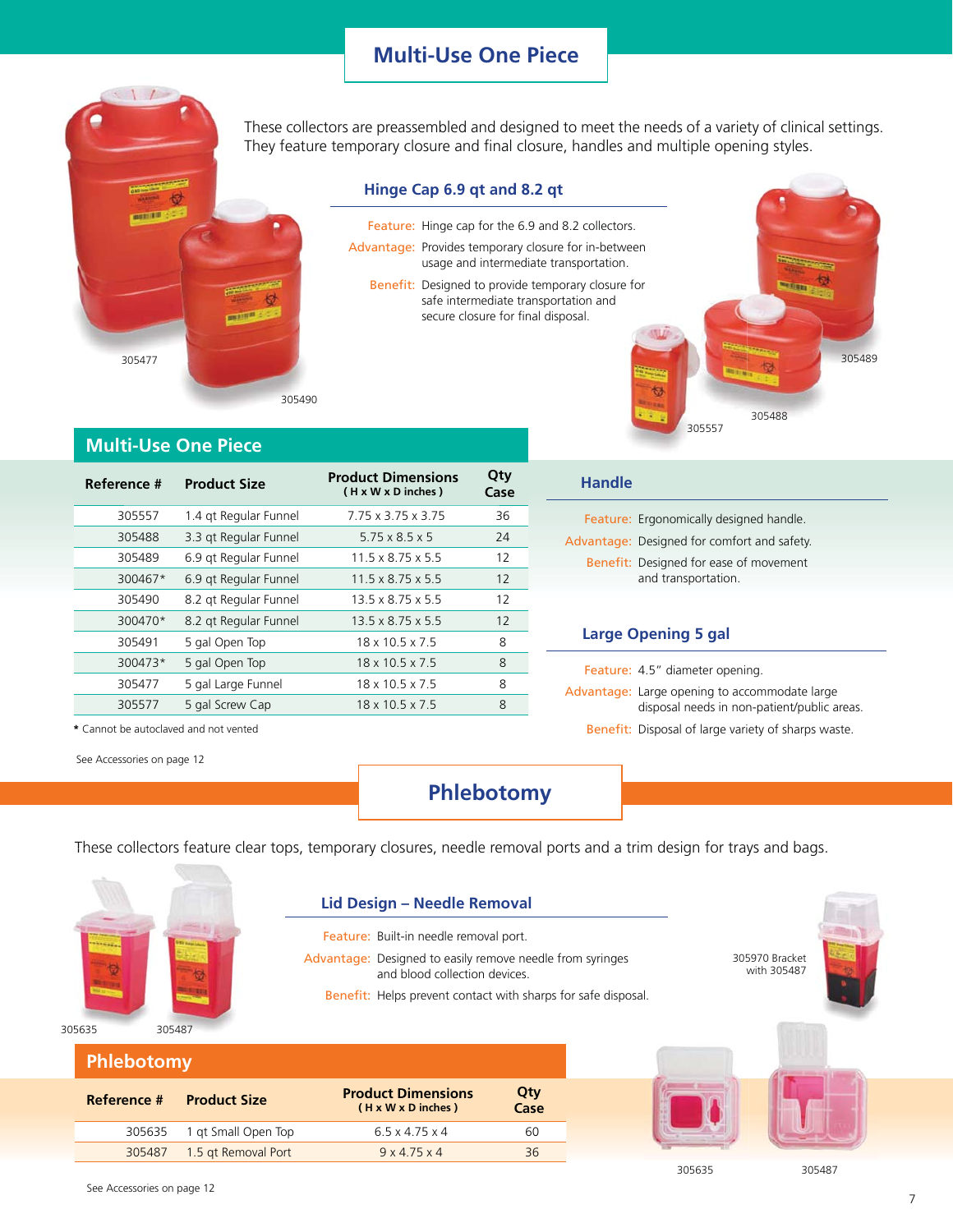# Multi-Use One Piece

These collectors are preassembled and designed to meet the needs of a variety of clinical settings. They feature temporary closure and final closure, handles and multiple opening styles.

305477

305490

### Hinge Cap 6.9 qt and 8.2 qt

Feature: Hinge cap for the 6.9 and 8.2 collectors.

Advantage: Provides temporary closure for in-between usage and intermediate transportation.

Benefit: Designed to provide temporary closure for safe intermediate transportation and secure closure for final disposal.

305557

305488

305489

## Multi-Use One Piece

| Reference # | Product Size | Product Dimensions ( H x W x D inches ) | Qty Case |
|---|---|---|---|
| 305557 | 1.4 qt Regular Funnel | 7.75 x 3.75 x 3.75 | 36 |
| 305488 | 3.3 qt Regular Funnel | 5.75 x 8.5 x 5 | 24 |
| 305489 | 6.9 qt Regular Funnel | 11.5 x 8.75 x 5.5 | 12 |
| 300467* | 6.9 qt Regular Funnel | 11.5 x 8.75 x 5.5 | 12 |
| 305490 | 8.2 qt Regular Funnel | 13.5 x 8.75 x 5.5 | 12 |
| 300470* | 8.2 qt Regular Funnel | 13.5 x 8.75 x 5.5 | 12 |
| 305491 | 5 gal Open Top | 18 x 10.5 x 7.5 | 8 |
| 300473* | 5 gal Open Top | 18 x 10.5 x 7.5 | 8 |
| 305477 | 5 gal Large Funnel | 18 x 10.5 x 7.5 | 8 |
| 305577 | 5 gal Screw Cap | 18 x 10.5 x 7.5 | 8 |

* Cannot be autoclaved and not vented

See Accessories on page 12

### Handle

Feature: Ergonomically designed handle.

Advantage: Designed for comfort and safety.

Benefit: Designed for ease of movement and transportation.

### Large Opening 5 gal

Feature: 4.5" diameter opening.

Advantage: Large opening to accommodate large disposal needs in non-patient/public areas.

Benefit: Disposal of large variety of sharps waste.

# Phlebotomy

These collectors feature clear tops, temporary closures, needle removal ports and a trim design for trays and bags.

305635

305487

### Lid Design – Needle Removal

Feature: Built-in needle removal port.

Advantage: Designed to easily remove needle from syringes and blood collection devices.

Benefit: Helps prevent contact with sharps for safe disposal.

305970 Bracket with 305487

## Phlebotomy

| Reference # | Product Size | Product Dimensions ( H x W x D inches ) | Qty Case |
|---|---|---|---|
| 305635 | 1 qt Small Open Top | 6.5 x 4.75 x 4 | 60 |
| 305487 | 1.5 qt Removal Port | 9 x 4.75 x 4 | 36 |

See Accessories on page 12

305635

305487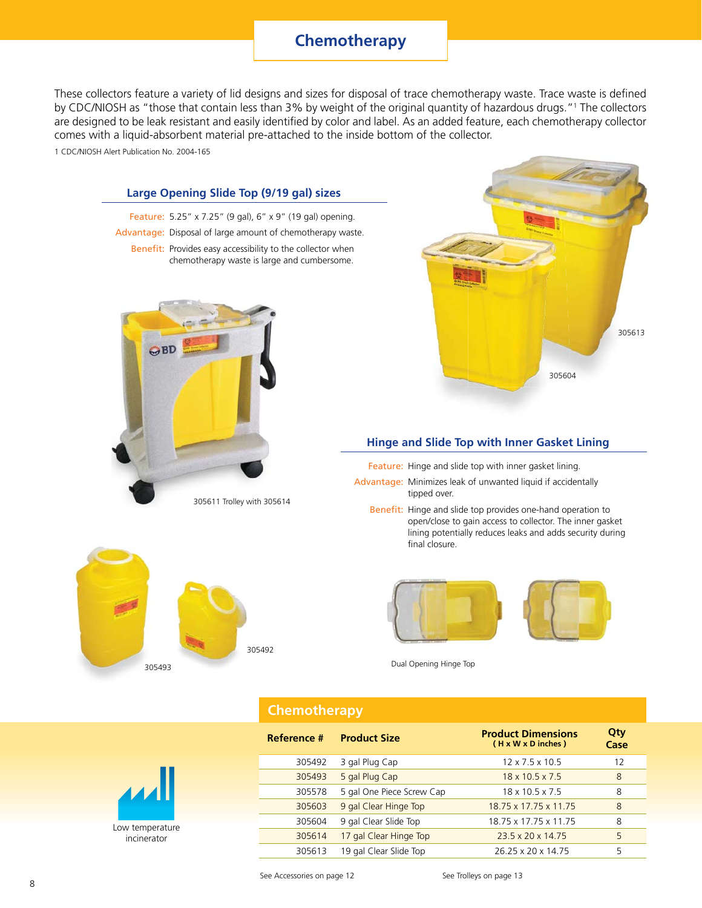# Chemotherapy

These collectors feature a variety of lid designs and sizes for disposal of trace chemotherapy waste. Trace waste is defined by CDC/NIOSH as "those that contain less than 3% by weight of the original quantity of hazardous drugs."[1] The collectors are designed to be leak resistant and easily identified by color and label. As an added feature, each chemotherapy collector comes with a liquid-absorbent material pre-attached to the inside bottom of the collector.

1 CDC/NIOSH Alert Publication No. 2004-165

## Large Opening Slide Top (9/19 gal) sizes

**Feature:** 5.25" x 7.25" (9 gal), 6" x 9" (19 gal) opening.

**Advantage:** Disposal of large amount of chemotherapy waste.

**Benefit:** Provides easy accessibility to the collector when chemotherapy waste is large and cumbersome.

305611 Trolley with 305614

305613

305604

## Hinge and Slide Top with Inner Gasket Lining

**Feature:** Hinge and slide top with inner gasket lining.

**Advantage:** Minimizes leak of unwanted liquid if accidentally tipped over.

**Benefit:** Hinge and slide top provides one-hand operation to open/close to gain access to collector. The inner gasket lining potentially reduces leaks and adds security during final closure.

305493

305492

Dual Opening Hinge Top

Low temperature incinerator

## Chemotherapy

| Reference # | Product Size | Product Dimensions ( H x W x D inches ) | Qty Case |
|---|---|---|---|
| 305492 | 3 gal Plug Cap | 12 x 7.5 x 10.5 | 12 |
| 305493 | 5 gal Plug Cap | 18 x 10.5 x 7.5 | 8 |
| 305578 | 5 gal One Piece Screw Cap | 18 x 10.5 x 7.5 | 8 |
| 305603 | 9 gal Clear Hinge Top | 18.75 x 17.75 x 11.75 | 8 |
| 305604 | 9 gal Clear Slide Top | 18.75 x 17.75 x 11.75 | 8 |
| 305614 | 17 gal Clear Hinge Top | 23.5 x 20 x 14.75 | 5 |
| 305613 | 19 gal Clear Slide Top | 26.25 x 20 x 14.75 | 5 |

See Accessories on page 12 See Trolleys on page 13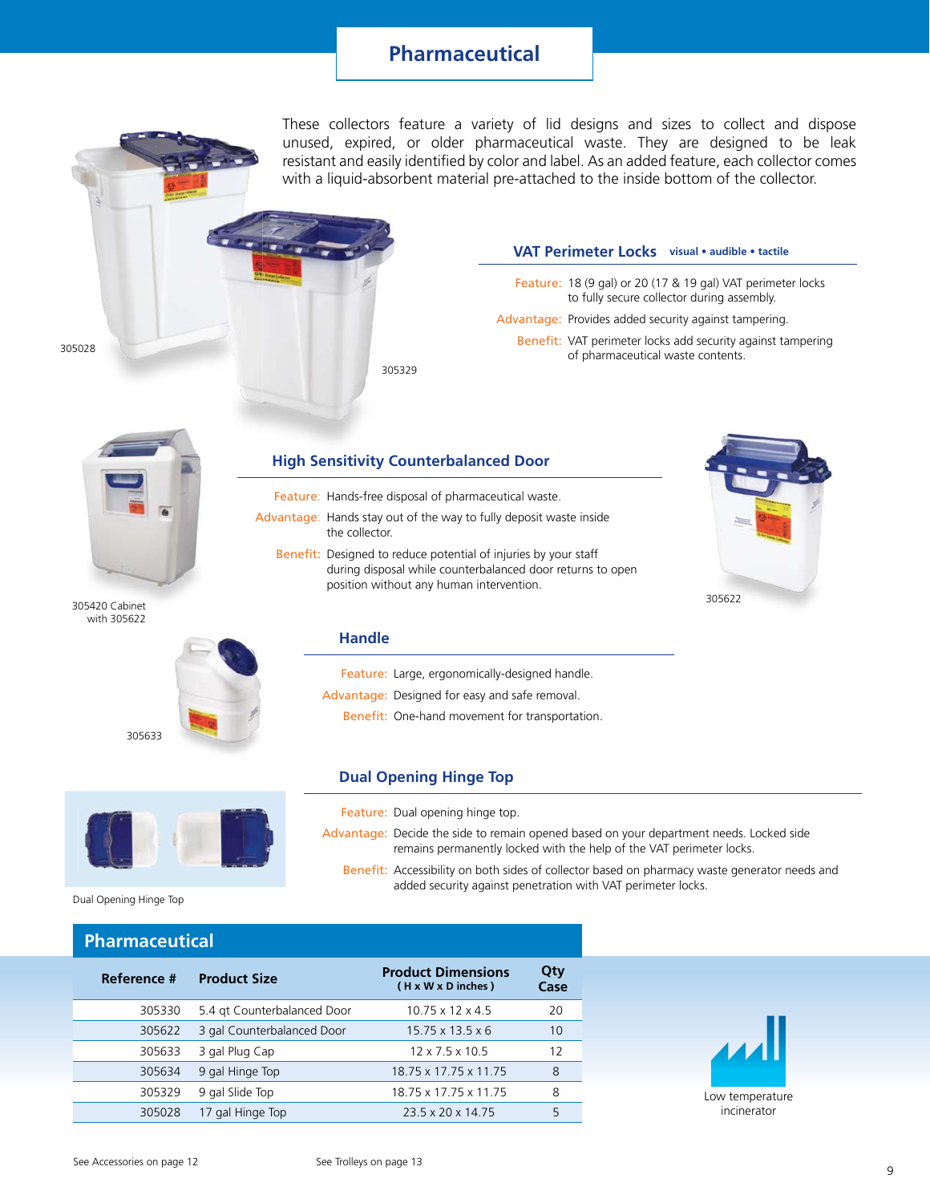# Pharmaceutical

These collectors feature a variety of lid designs and sizes to collect and dispose unused, expired, or older pharmaceutical waste. They are designed to be leak resistant and easily identified by color and label. As an added feature, each collector comes with a liquid-absorbent material pre-attached to the inside bottom of the collector.

305028

305329

## VAT Perimeter Locks visual • audible • tactile

**Feature:** 18 (9 gal) or 20 (17 & 19 gal) VAT perimeter locks to fully secure collector during assembly.

**Advantage:** Provides added security against tampering.

**Benefit:** VAT perimeter locks add security against tampering of pharmaceutical waste contents.

305420 Cabinet with 305622

## High Sensitivity Counterbalanced Door

**Feature:** Hands-free disposal of pharmaceutical waste.

**Advantage:** Hands stay out of the way to fully deposit waste inside the collector.

**Benefit:** Designed to reduce potential of injuries by your staff during disposal while counterbalanced door returns to open position without any human intervention.

305622

305633

## Handle

**Feature:** Large, ergonomically-designed handle.

**Advantage:** Designed for easy and safe removal.

**Benefit:** One-hand movement for transportation.

Dual Opening Hinge Top

## Dual Opening Hinge Top

**Feature:** Dual opening hinge top.

**Advantage:** Decide the side to remain opened based on your department needs. Locked side remains permanently locked with the help of the VAT perimeter locks.

**Benefit:** Accessibility on both sides of collector based on pharmacy waste generator needs and added security against penetration with VAT perimeter locks.

## Pharmaceutical

| Reference # | Product Size | Product Dimensions (H x W x D inches) | Qty Case |
|---|---|---|---|
| 305330 | 5.4 qt Counterbalanced Door | 10.75 x 12 x 4.5 | 20 |
| 305622 | 3 gal Counterbalanced Door | 15.75 x 13.5 x 6 | 10 |
| 305633 | 3 gal Plug Cap | 12 x 7.5 x 10.5 | 12 |
| 305634 | 9 gal Hinge Top | 18.75 x 17.75 x 11.75 | 8 |
| 305329 | 9 gal Slide Top | 18.75 x 17.75 x 11.75 | 8 |
| 305028 | 17 gal Hinge Top | 23.5 x 20 x 14.75 | 5 |

Low temperature incinerator

See Accessories on page 12

See Trolleys on page 13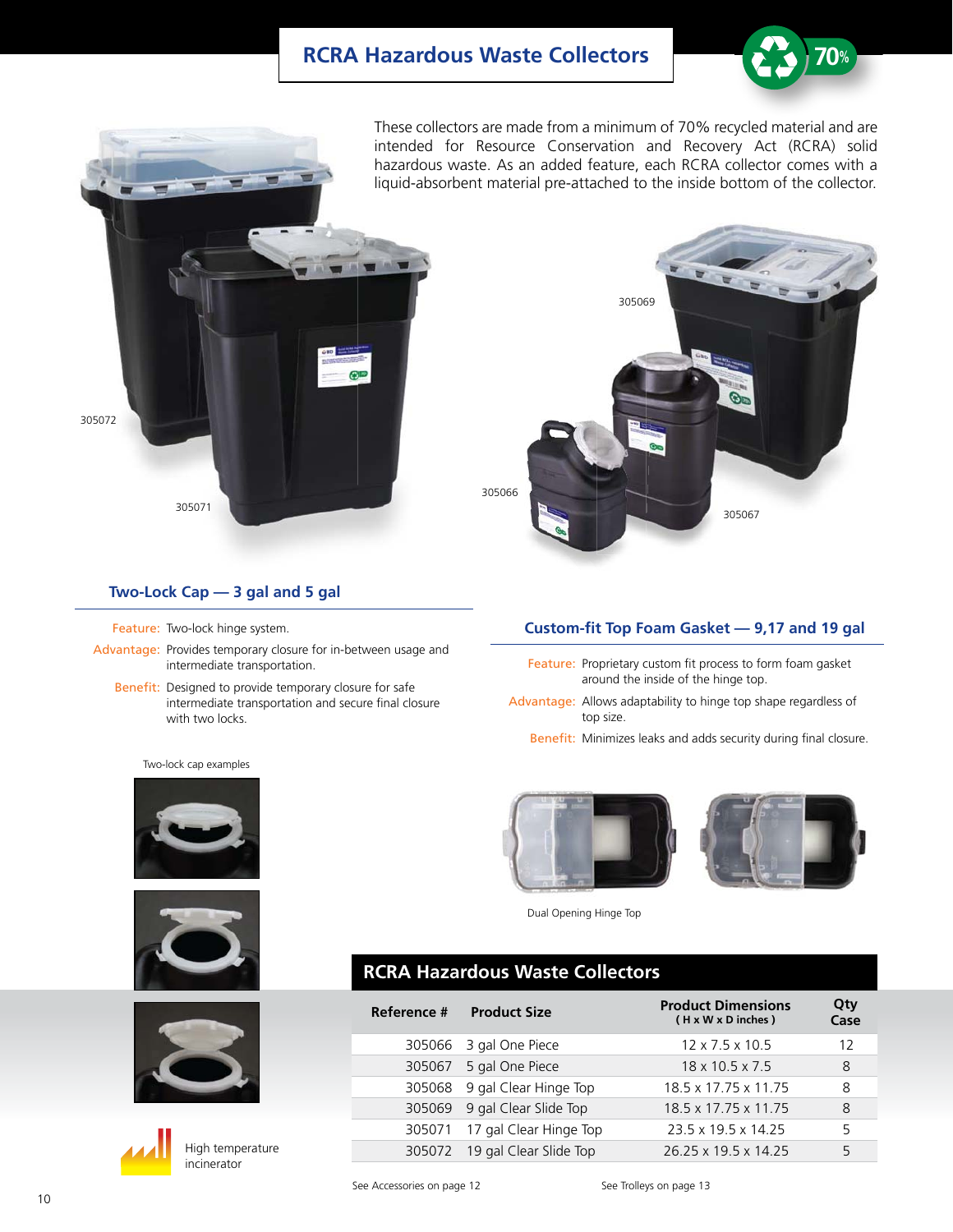# RCRA Hazardous Waste Collectors

70%

These collectors are made from a minimum of 70% recycled material and are intended for Resource Conservation and Recovery Act (RCRA) solid hazardous waste. As an added feature, each RCRA collector comes with a liquid-absorbent material pre-attached to the inside bottom of the collector.

305072

305071

305069

305066

305067

## Two-Lock Cap — 3 gal and 5 gal

**Feature:** Two-lock hinge system.

**Advantage:** Provides temporary closure for in-between usage and intermediate transportation.

**Benefit:** Designed to provide temporary closure for safe intermediate transportation and secure final closure with two locks.

Two-lock cap examples

## Custom-fit Top Foam Gasket — 9,17 and 19 gal

**Feature:** Proprietary custom fit process to form foam gasket around the inside of the hinge top.

**Advantage:** Allows adaptability to hinge top shape regardless of top size.

**Benefit:** Minimizes leaks and adds security during final closure.

Dual Opening Hinge Top

High temperature incinerator

## RCRA Hazardous Waste Collectors

| Reference # | Product Size | Product Dimensions (H x W x D inches) | Qty Case |
|---|---|---|---|
| 305066 | 3 gal One Piece | 12 x 7.5 x 10.5 | 12 |
| 305067 | 5 gal One Piece | 18 x 10.5 x 7.5 | 8 |
| 305068 | 9 gal Clear Hinge Top | 18.5 x 17.75 x 11.75 | 8 |
| 305069 | 9 gal Clear Slide Top | 18.5 x 17.75 x 11.75 | 8 |
| 305071 | 17 gal Clear Hinge Top | 23.5 x 19.5 x 14.25 | 5 |
| 305072 | 19 gal Clear Slide Top | 26.25 x 19.5 x 14.25 | 5 |

See Accessories on page 12

See Trolleys on page 13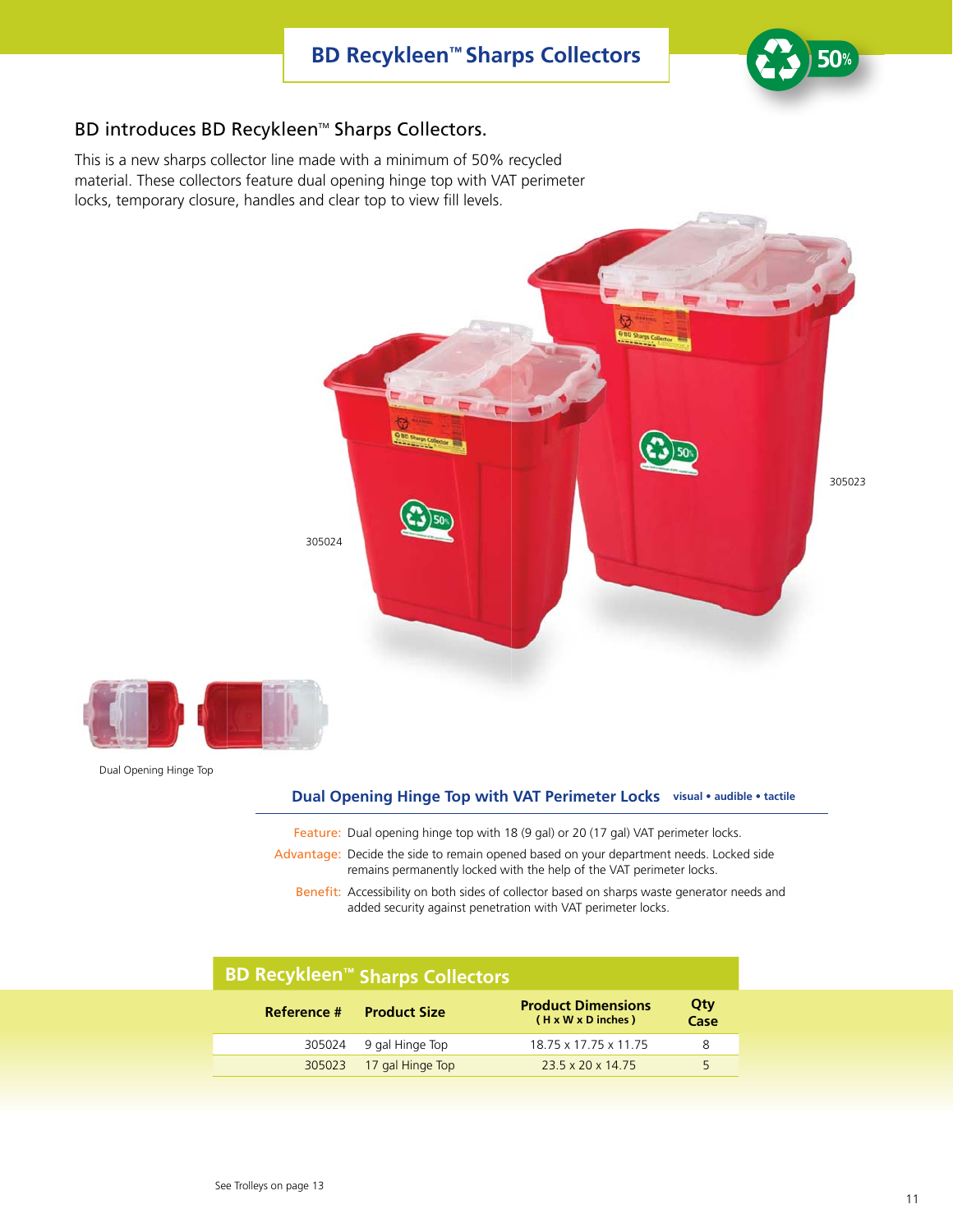# BD Recykleen™ Sharps Collectors

## BD introduces BD Recykleen™ Sharps Collectors.

This is a new sharps collector line made with a minimum of 50% recycled material. These collectors feature dual opening hinge top with VAT perimeter locks, temporary closure, handles and clear top to view fill levels.

305024

305023

Dual Opening Hinge Top

### Dual Opening Hinge Top with VAT Perimeter Locks visual • audible • tactile

**Feature:** Dual opening hinge top with 18 (9 gal) or 20 (17 gal) VAT perimeter locks.

**Advantage:** Decide the side to remain opened based on your department needs. Locked side remains permanently locked with the help of the VAT perimeter locks.

**Benefit:** Accessibility on both sides of collector based on sharps waste generator needs and added security against penetration with VAT perimeter locks.

**BD Recykleen™ Sharps Collectors**

| Reference # | Product Size | Product Dimensions (H x W x D inches) | Qty Case |
|---|---|---|---|
| 305024 | 9 gal Hinge Top | 18.75 x 17.75 x 11.75 | 8 |
| 305023 | 17 gal Hinge Top | 23.5 x 20 x 14.75 | 5 |

See Trolleys on page 13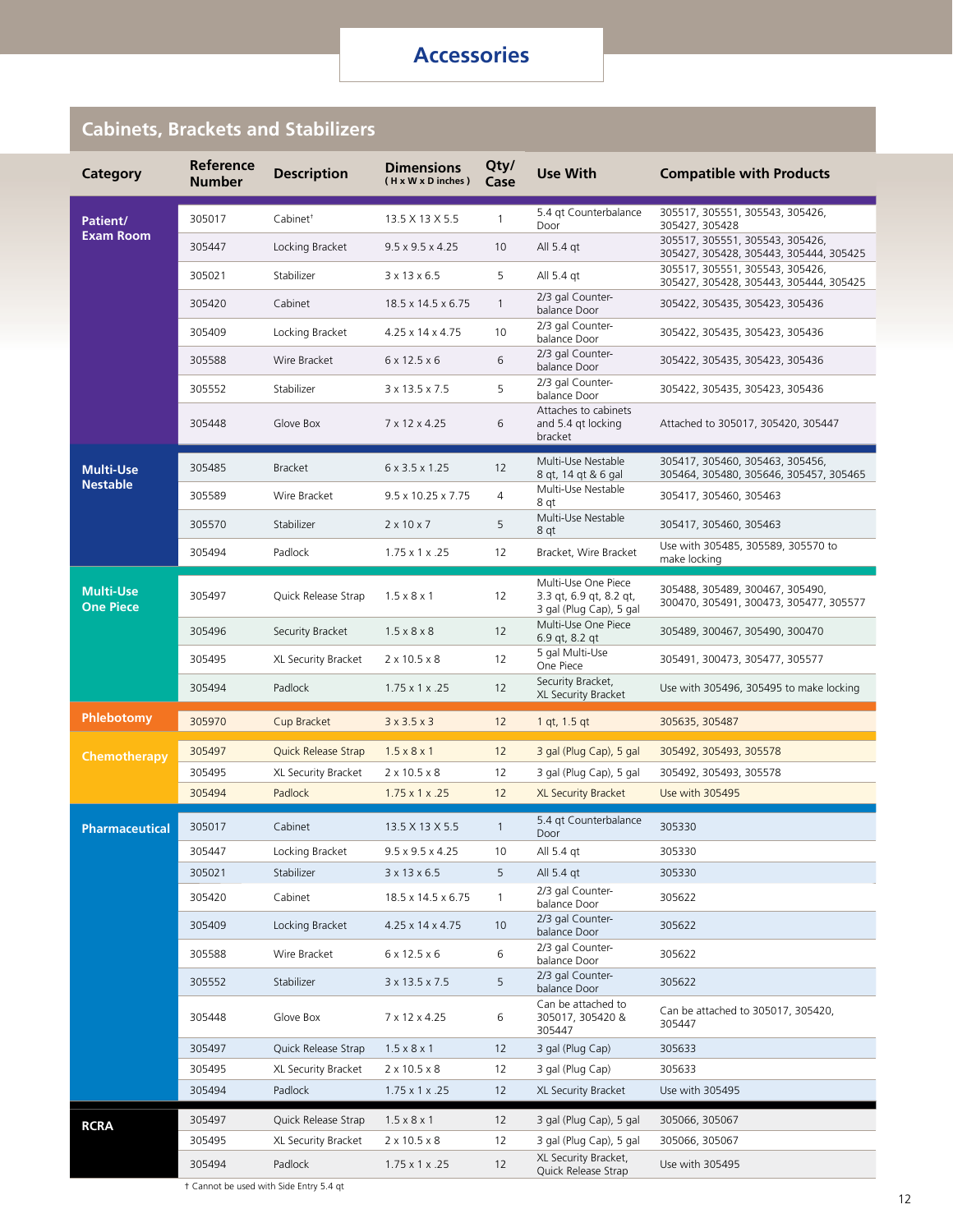# Accessories

## Cabinets, Brackets and Stabilizers

| Category | Reference Number | Description | Dimensions (H x W x D inches) | Qty/Case | Use With | Compatible with Products |
|---|---|---|---|---|---|---|
| Patient/ Exam Room | 305017 | Cabinet† | 13.5 X 13 X 5.5 | 1 | 5.4 qt Counterbalance Door | 305517, 305551, 305543, 305426, 305427, 305428 |
| | 305447 | Locking Bracket | 9.5 x 9.5 x 4.25 | 10 | All 5.4 qt | 305517, 305551, 305543, 305426, 305427, 305428, 305443, 305444, 305425 |
| | 305021 | Stabilizer | 3 x 13 x 6.5 | 5 | All 5.4 qt | 305517, 305551, 305543, 305426, 305427, 305428, 305443, 305444, 305425 |
| | 305420 | Cabinet | 18.5 x 14.5 x 6.75 | 1 | 2/3 gal Counter-balance Door | 305422, 305435, 305423, 305436 |
| | 305409 | Locking Bracket | 4.25 x 14 x 4.75 | 10 | 2/3 gal Counter-balance Door | 305422, 305435, 305423, 305436 |
| | 305588 | Wire Bracket | 6 x 12.5 x 6 | 6 | 2/3 gal Counter-balance Door | 305422, 305435, 305423, 305436 |
| | 305552 | Stabilizer | 3 x 13.5 x 7.5 | 5 | 2/3 gal Counter-balance Door | 305422, 305435, 305423, 305436 |
| | 305448 | Glove Box | 7 x 12 x 4.25 | 6 | Attaches to cabinets and 5.4 qt locking bracket | Attached to 305017, 305420, 305447 |
| Multi-Use Nestable | 305485 | Bracket | 6 x 3.5 x 1.25 | 12 | Multi-Use Nestable 8 qt, 14 qt & 6 gal | 305417, 305460, 305463, 305456, 305464, 305480, 305646, 305457, 305465 |
| | 305589 | Wire Bracket | 9.5 x 10.25 x 7.75 | 4 | Multi-Use Nestable 8 qt | 305417, 305460, 305463 |
| | 305570 | Stabilizer | 2 x 10 x 7 | 5 | Multi-Use Nestable 8 qt | 305417, 305460, 305463 |
| | 305494 | Padlock | 1.75 x 1 x .25 | 12 | Bracket, Wire Bracket | Use with 305485, 305589, 305570 to make locking |
| Multi-Use One Piece | 305497 | Quick Release Strap | 1.5 x 8 x 1 | 12 | Multi-Use One Piece 3.3 qt, 6.9 qt, 8.2 qt, 3 gal (Plug Cap), 5 gal | 305488, 305489, 300467, 305490, 300470, 305491, 300473, 305477, 305577 |
| | 305496 | Security Bracket | 1.5 x 8 x 8 | 12 | Multi-Use One Piece 6.9 qt, 8.2 qt | 305489, 300467, 305490, 300470 |
| | 305495 | XL Security Bracket | 2 x 10.5 x 8 | 12 | 5 gal Multi-Use One Piece | 305491, 300473, 305477, 305577 |
| | 305494 | Padlock | 1.75 x 1 x .25 | 12 | Security Bracket, XL Security Bracket | Use with 305496, 305495 to make locking |
| Phlebotomy | 305970 | Cup Bracket | 3 x 3.5 x 3 | 12 | 1 qt, 1.5 qt | 305635, 305487 |
| Chemotherapy | 305497 | Quick Release Strap | 1.5 x 8 x 1 | 12 | 3 gal (Plug Cap), 5 gal | 305492, 305493, 305578 |
| | 305495 | XL Security Bracket | 2 x 10.5 x 8 | 12 | 3 gal (Plug Cap), 5 gal | 305492, 305493, 305578 |
| | 305494 | Padlock | 1.75 x 1 x .25 | 12 | XL Security Bracket | Use with 305495 |
| Pharmaceutical | 305017 | Cabinet | 13.5 X 13 X 5.5 | 1 | 5.4 qt Counterbalance Door | 305330 |
| | 305447 | Locking Bracket | 9.5 x 9.5 x 4.25 | 10 | All 5.4 qt | 305330 |
| | 305021 | Stabilizer | 3 x 13 x 6.5 | 5 | All 5.4 qt | 305330 |
| | 305420 | Cabinet | 18.5 x 14.5 x 6.75 | 1 | 2/3 gal Counter-balance Door | 305622 |
| | 305409 | Locking Bracket | 4.25 x 14 x 4.75 | 10 | 2/3 gal Counter-balance Door | 305622 |
| | 305588 | Wire Bracket | 6 x 12.5 x 6 | 6 | 2/3 gal Counter-balance Door | 305622 |
| | 305552 | Stabilizer | 3 x 13.5 x 7.5 | 5 | 2/3 gal Counter-balance Door | 305622 |
| | 305448 | Glove Box | 7 x 12 x 4.25 | 6 | Can be attached to 305017, 305420 & 305447 | Can be attached to 305017, 305420, 305447 |
| | 305497 | Quick Release Strap | 1.5 x 8 x 1 | 12 | 3 gal (Plug Cap) | 305633 |
| | 305495 | XL Security Bracket | 2 x 10.5 x 8 | 12 | 3 gal (Plug Cap) | 305633 |
| | 305494 | Padlock | 1.75 x 1 x .25 | 12 | XL Security Bracket | Use with 305495 |
| RCRA | 305497 | Quick Release Strap | 1.5 x 8 x 1 | 12 | 3 gal (Plug Cap), 5 gal | 305066, 305067 |
| | 305495 | XL Security Bracket | 2 x 10.5 x 8 | 12 | 3 gal (Plug Cap), 5 gal | 305066, 305067 |
| | 305494 | Padlock | 1.75 x 1 x .25 | 12 | XL Security Bracket, Quick Release Strap | Use with 305495 |

† Cannot be used with Side Entry 5.4 qt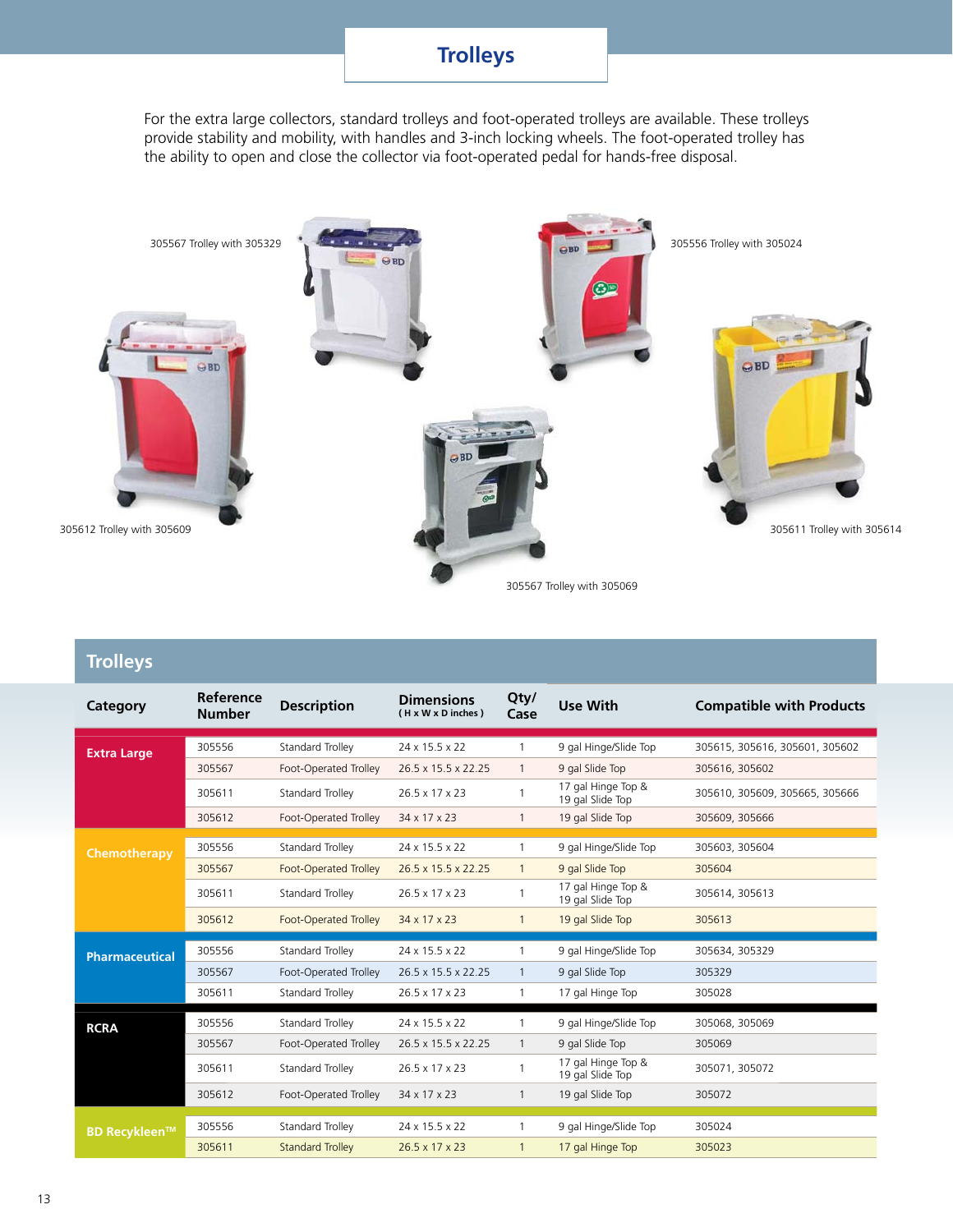# Trolleys

For the extra large collectors, standard trolleys and foot-operated trolleys are available. These trolleys provide stability and mobility, with handles and 3-inch locking wheels. The foot-operated trolley has the ability to open and close the collector via foot-operated pedal for hands-free disposal.

305567 Trolley with 305329

305556 Trolley with 305024

305612 Trolley with 305609

305611 Trolley with 305614

305567 Trolley with 305069

## Trolleys

| Category | Reference Number | Description | Dimensions (H x W x D inches) | Qty/ Case | Use With | Compatible with Products |
|---|---|---|---|---|---|---|
| Extra Large | 305556 | Standard Trolley | 24 x 15.5 x 22 | 1 | 9 gal Hinge/Slide Top | 305615, 305616, 305601, 305602 |
| | 305567 | Foot-Operated Trolley | 26.5 x 15.5 x 22.25 | 1 | 9 gal Slide Top | 305616, 305602 |
| | 305611 | Standard Trolley | 26.5 x 17 x 23 | 1 | 17 gal Hinge Top & 19 gal Slide Top | 305610, 305609, 305665, 305666 |
| | 305612 | Foot-Operated Trolley | 34 x 17 x 23 | 1 | 19 gal Slide Top | 305609, 305666 |
| Chemotherapy | 305556 | Standard Trolley | 24 x 15.5 x 22 | 1 | 9 gal Hinge/Slide Top | 305603, 305604 |
| | 305567 | Foot-Operated Trolley | 26.5 x 15.5 x 22.25 | 1 | 9 gal Slide Top | 305604 |
| | 305611 | Standard Trolley | 26.5 x 17 x 23 | 1 | 17 gal Hinge Top & 19 gal Slide Top | 305614, 305613 |
| | 305612 | Foot-Operated Trolley | 34 x 17 x 23 | 1 | 19 gal Slide Top | 305613 |
| Pharmaceutical | 305556 | Standard Trolley | 24 x 15.5 x 22 | 1 | 9 gal Hinge/Slide Top | 305634, 305329 |
| | 305567 | Foot-Operated Trolley | 26.5 x 15.5 x 22.25 | 1 | 9 gal Slide Top | 305329 |
| | 305611 | Standard Trolley | 26.5 x 17 x 23 | 1 | 17 gal Hinge Top | 305028 |
| RCRA | 305556 | Standard Trolley | 24 x 15.5 x 22 | 1 | 9 gal Hinge/Slide Top | 305068, 305069 |
| | 305567 | Foot-Operated Trolley | 26.5 x 15.5 x 22.25 | 1 | 9 gal Slide Top | 305069 |
| | 305611 | Standard Trolley | 26.5 x 17 x 23 | 1 | 17 gal Hinge Top & 19 gal Slide Top | 305071, 305072 |
| | 305612 | Foot-Operated Trolley | 34 x 17 x 23 | 1 | 19 gal Slide Top | 305072 |
| BD Recykleen™ | 305556 | Standard Trolley | 24 x 15.5 x 22 | 1 | 9 gal Hinge/Slide Top | 305024 |
| | 305611 | Standard Trolley | 26.5 x 17 x 23 | 1 | 17 gal Hinge Top | 305023 |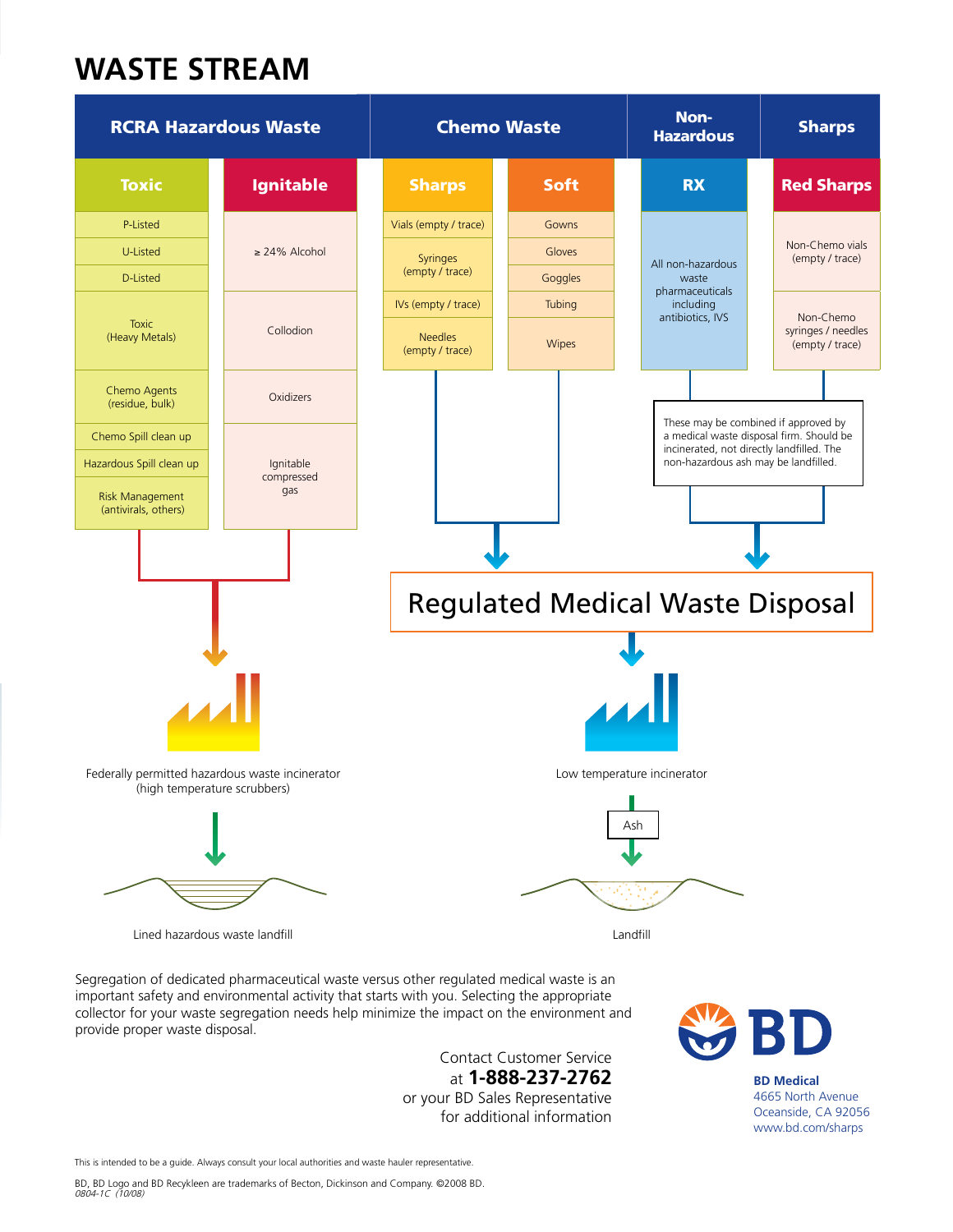# WASTE STREAM

| RCRA Hazardous Waste | | Chemo Waste | | Non-Hazardous | Sharps |
|---|---|---|---|---|---|
| **Toxic** | **Ignitable** | **Sharps** | **Soft** | **RX** | **Red Sharps** |
| P-Listed | ≥ 24% Alcohol | Vials (empty / trace) | Gowns | All non-hazardous waste pharmaceuticals including antibiotics, IVS | Non-Chemo vials (empty / trace) |
| U-Listed | | Syringes (empty / trace) | Gloves | | |
| D-Listed | | | Goggles | | |
| Toxic (Heavy Metals) | Collodion | IVs (empty / trace) | Tubing | | Non-Chemo syringes / needles (empty / trace) |
| | | Needles (empty / trace) | Wipes | | |
| Chemo Agents (residue, bulk) | Oxidizers | | | | |
| Chemo Spill clean up | Ignitable compressed gas | | | | |
| Hazardous Spill clean up | | | | | |
| Risk Management (antivirals, others) | | | | | |

These may be combined if approved by a medical waste disposal firm. Should be incinerated, not directly landfilled. The non-hazardous ash may be landfilled.

Regulated Medical Waste Disposal

Federally permitted hazardous waste incinerator (high temperature scrubbers)

Lined hazardous waste landfill

Low temperature incinerator

Ash

Landfill

Segregation of dedicated pharmaceutical waste versus other regulated medical waste is an important safety and environmental activity that starts with you. Selecting the appropriate collector for your waste segregation needs help minimize the impact on the environment and provide proper waste disposal.

Contact Customer Service
at **1-888-237-2762**
or your BD Sales Representative
for additional information

**BD Medical**
4665 North Avenue
Oceanside, CA 92056
www.bd.com/sharps

This is intended to be a guide. Always consult your local authorities and waste hauler representative.

BD, BD Logo and BD Recykleen are trademarks of Becton, Dickinson and Company. ©2008 BD.
*0804-1C (10/08)*